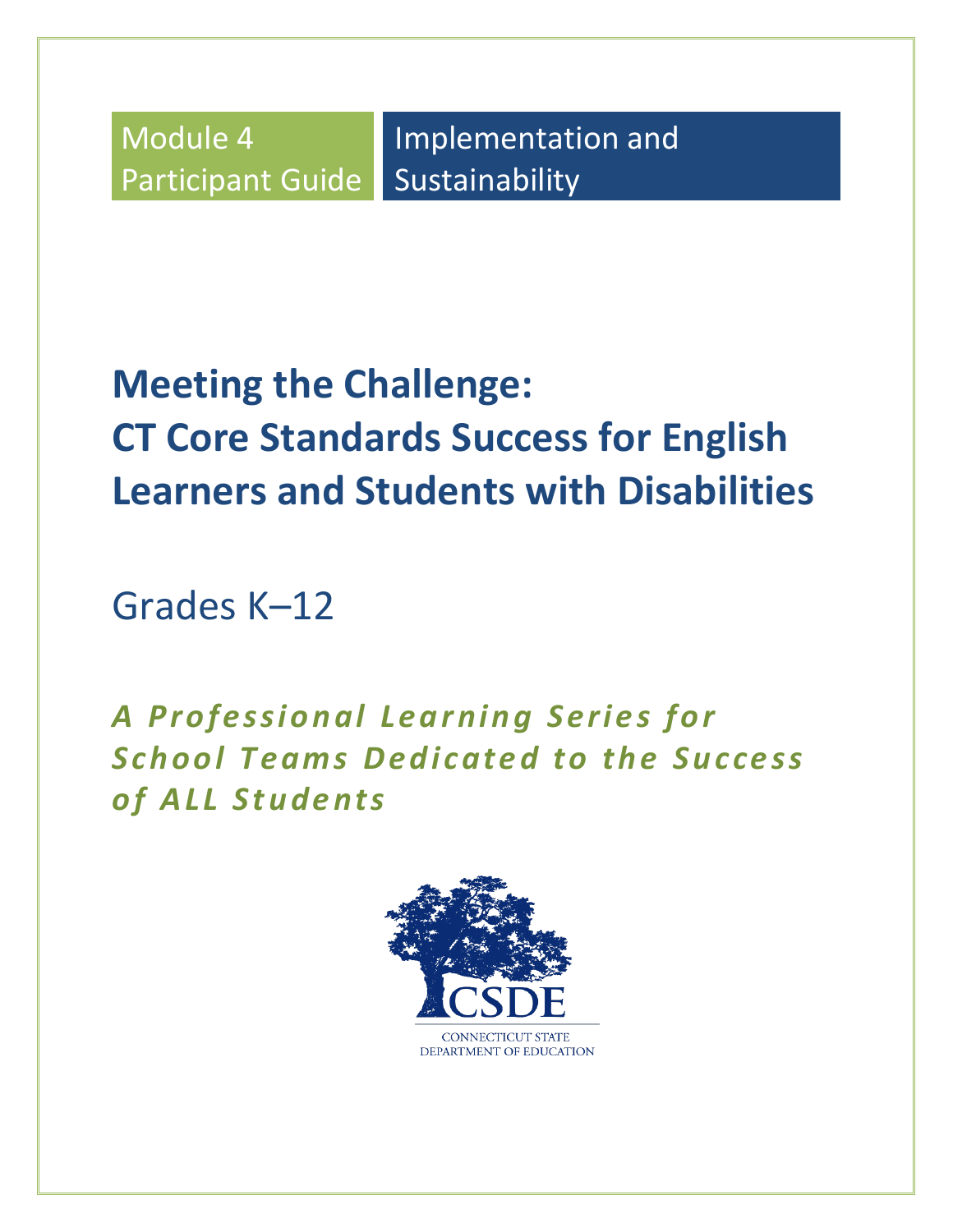Module 4
Participant Guide

Implementation and Sustainability

# Meeting the Challenge: CT Core Standards Success for English Learners and Students with Disabilities

## Grades K–12

***A Professional Learning Series for School Teams Dedicated to the Success of ALL Students***

CSDE

CONNECTICUT STATE DEPARTMENT OF EDUCATION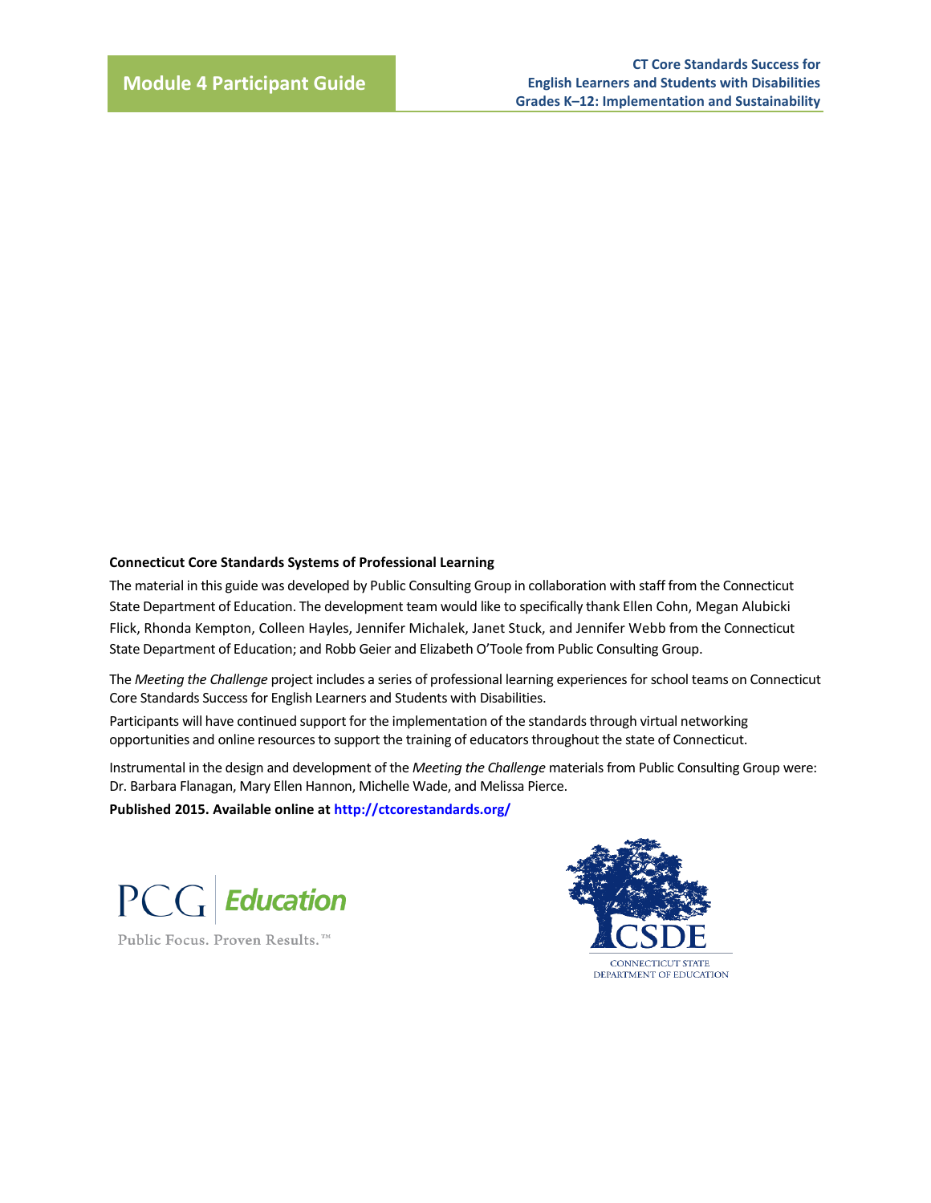**Connecticut Core Standards Systems of Professional Learning**

The material in this guide was developed by Public Consulting Group in collaboration with staff from the Connecticut State Department of Education. The development team would like to specifically thank Ellen Cohn, Megan Alubicki Flick, Rhonda Kempton, Colleen Hayles, Jennifer Michalek, Janet Stuck, and Jennifer Webb from the Connecticut State Department of Education; and Robb Geier and Elizabeth O'Toole from Public Consulting Group.

The *Meeting the Challenge* project includes a series of professional learning experiences for school teams on Connecticut Core Standards Success for English Learners and Students with Disabilities.

Participants will have continued support for the implementation of the standards through virtual networking opportunities and online resources to support the training of educators throughout the state of Connecticut.

Instrumental in the design and development of the *Meeting the Challenge* materials from Public Consulting Group were: Dr. Barbara Flanagan, Mary Ellen Hannon, Michelle Wade, and Melissa Pierce.

**Published 2015. Available online at http://ctcorestandards.org/**

PCG Education

Public Focus. Proven Results.™

CSDE

CONNECTICUT STATE DEPARTMENT OF EDUCATION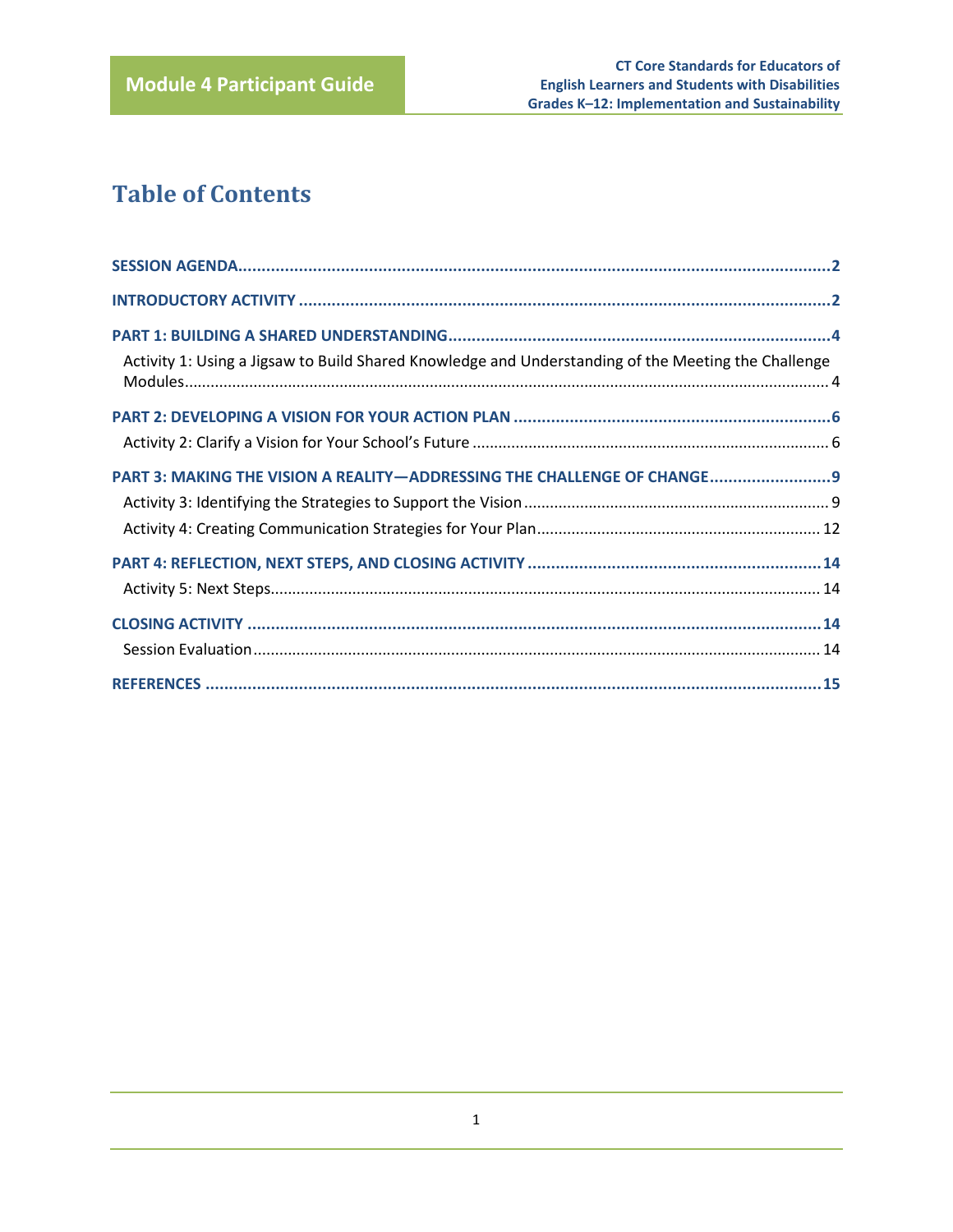# Table of Contents

SESSION AGENDA....2

INTRODUCTORY ACTIVITY....2

PART 1: BUILDING A SHARED UNDERSTANDING....4

- Activity 1: Using a Jigsaw to Build Shared Knowledge and Understanding of the Meeting the Challenge Modules....4

PART 2: DEVELOPING A VISION FOR YOUR ACTION PLAN....6

- Activity 2: Clarify a Vision for Your School's Future....6

PART 3: MAKING THE VISION A REALITY—ADDRESSING THE CHALLENGE OF CHANGE....9

- Activity 3: Identifying the Strategies to Support the Vision....9
- Activity 4: Creating Communication Strategies for Your Plan....12

PART 4: REFLECTION, NEXT STEPS, AND CLOSING ACTIVITY....14

- Activity 5: Next Steps....14

CLOSING ACTIVITY....14

- Session Evaluation....14

REFERENCES....15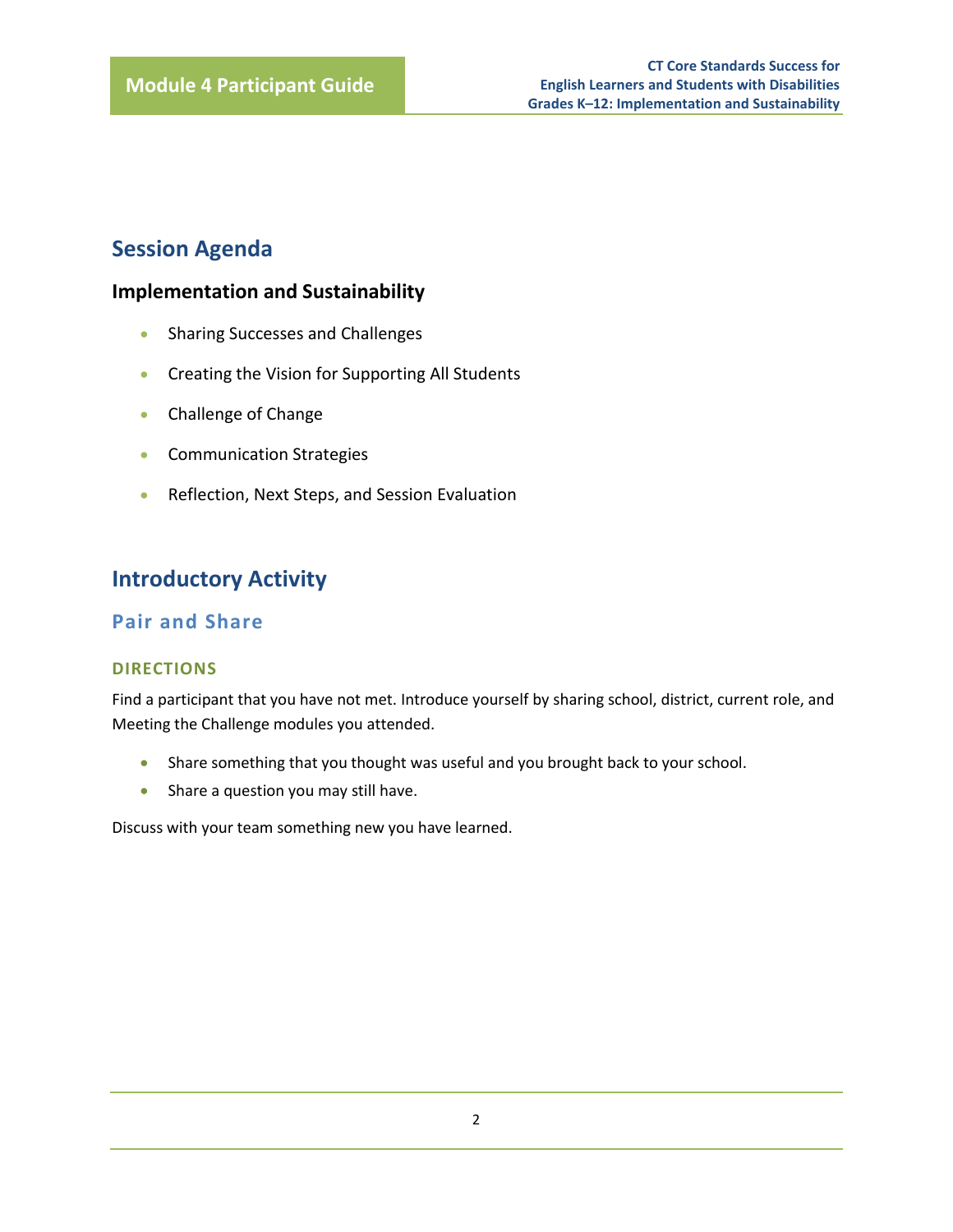## Session Agenda

### Implementation and Sustainability

- Sharing Successes and Challenges
- Creating the Vision for Supporting All Students
- Challenge of Change
- Communication Strategies
- Reflection, Next Steps, and Session Evaluation

## Introductory Activity

### Pair and Share

#### DIRECTIONS

Find a participant that you have not met. Introduce yourself by sharing school, district, current role, and Meeting the Challenge modules you attended.

- Share something that you thought was useful and you brought back to your school.
- Share a question you may still have.

Discuss with your team something new you have learned.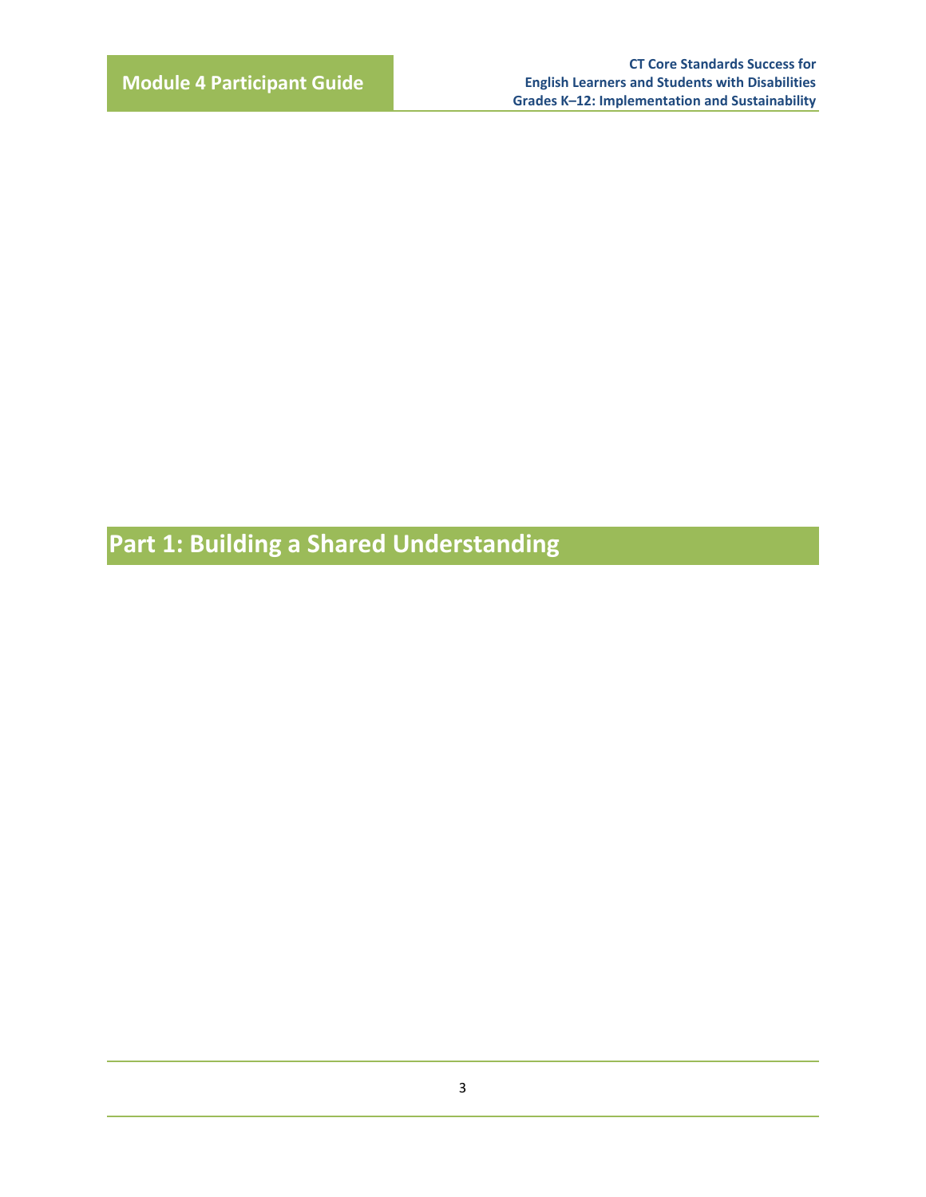# Part 1: Building a Shared Understanding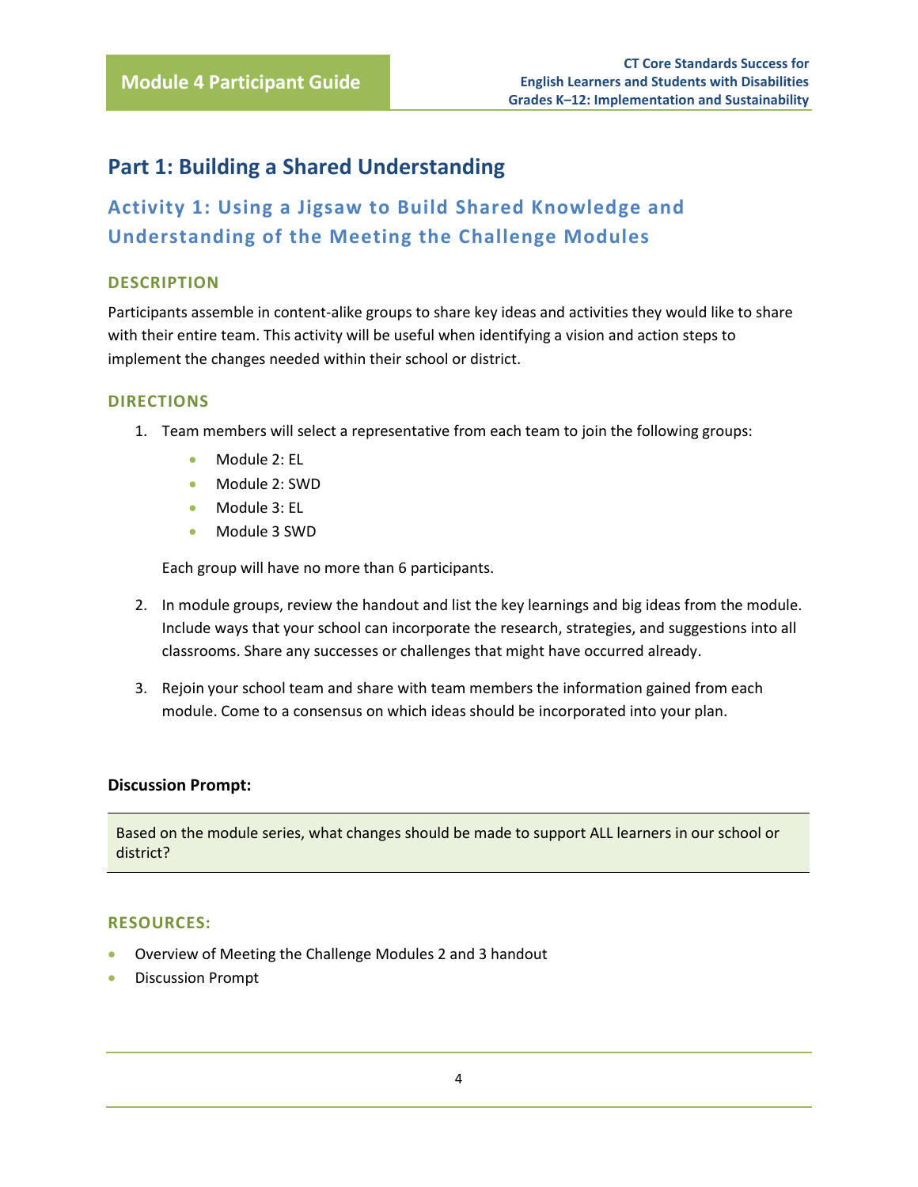## Part 1: Building a Shared Understanding

### Activity 1: Using a Jigsaw to Build Shared Knowledge and Understanding of the Meeting the Challenge Modules

#### DESCRIPTION

Participants assemble in content-alike groups to share key ideas and activities they would like to share with their entire team. This activity will be useful when identifying a vision and action steps to implement the changes needed within their school or district.

#### DIRECTIONS

1. Team members will select a representative from each team to join the following groups:
   - Module 2: EL
   - Module 2: SWD
   - Module 3: EL
   - Module 3 SWD

   Each group will have no more than 6 participants.

2. In module groups, review the handout and list the key learnings and big ideas from the module. Include ways that your school can incorporate the research, strategies, and suggestions into all classrooms. Share any successes or challenges that might have occurred already.

3. Rejoin your school team and share with team members the information gained from each module. Come to a consensus on which ideas should be incorporated into your plan.

**Discussion Prompt:**

Based on the module series, what changes should be made to support ALL learners in our school or district?

#### RESOURCES:

- Overview of Meeting the Challenge Modules 2 and 3 handout
- Discussion Prompt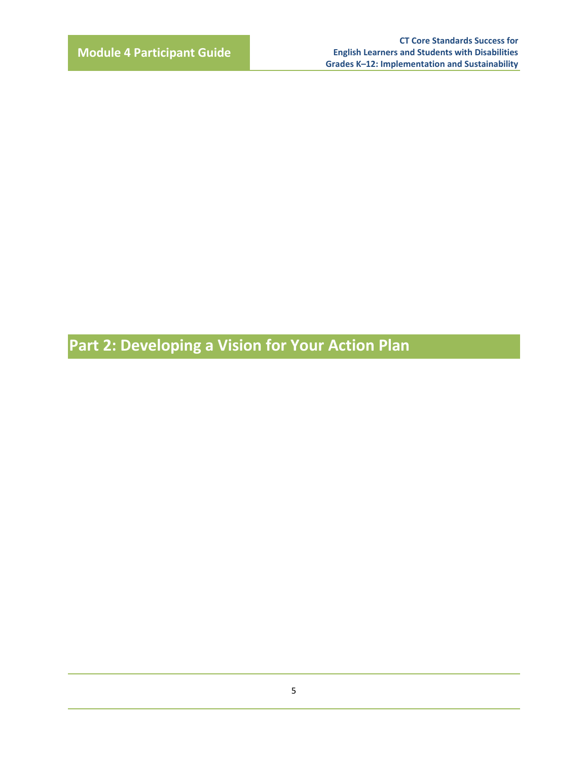# Part 2: Developing a Vision for Your Action Plan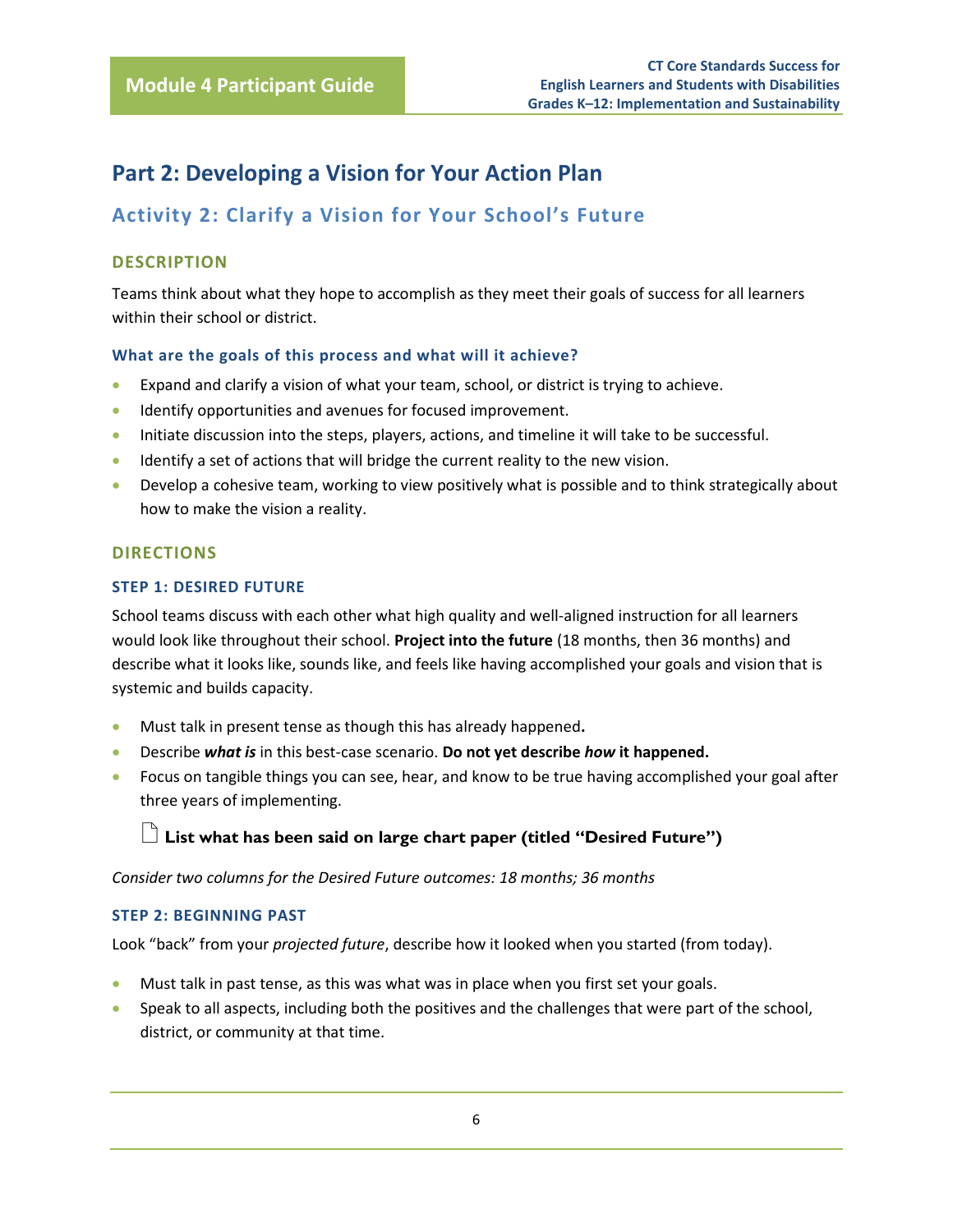# Part 2: Developing a Vision for Your Action Plan

## Activity 2: Clarify a Vision for Your School's Future

### DESCRIPTION

Teams think about what they hope to accomplish as they meet their goals of success for all learners within their school or district.

#### What are the goals of this process and what will it achieve?

- Expand and clarify a vision of what your team, school, or district is trying to achieve.
- Identify opportunities and avenues for focused improvement.
- Initiate discussion into the steps, players, actions, and timeline it will take to be successful.
- Identify a set of actions that will bridge the current reality to the new vision.
- Develop a cohesive team, working to view positively what is possible and to think strategically about how to make the vision a reality.

### DIRECTIONS

#### STEP 1: DESIRED FUTURE

School teams discuss with each other what high quality and well-aligned instruction for all learners would look like throughout their school. **Project into the future** (18 months, then 36 months) and describe what it looks like, sounds like, and feels like having accomplished your goals and vision that is systemic and builds capacity.

- Must talk in present tense as though this has already happened**.**
- Describe ***what is*** in this best-case scenario. **Do not yet describe *how* it happened.**
- Focus on tangible things you can see, hear, and know to be true having accomplished your goal after three years of implementing.

**List what has been said on large chart paper (titled "Desired Future")**

*Consider two columns for the Desired Future outcomes: 18 months; 36 months*

#### STEP 2: BEGINNING PAST

Look "back" from your *projected future*, describe how it looked when you started (from today).

- Must talk in past tense, as this was what was in place when you first set your goals.
- Speak to all aspects, including both the positives and the challenges that were part of the school, district, or community at that time.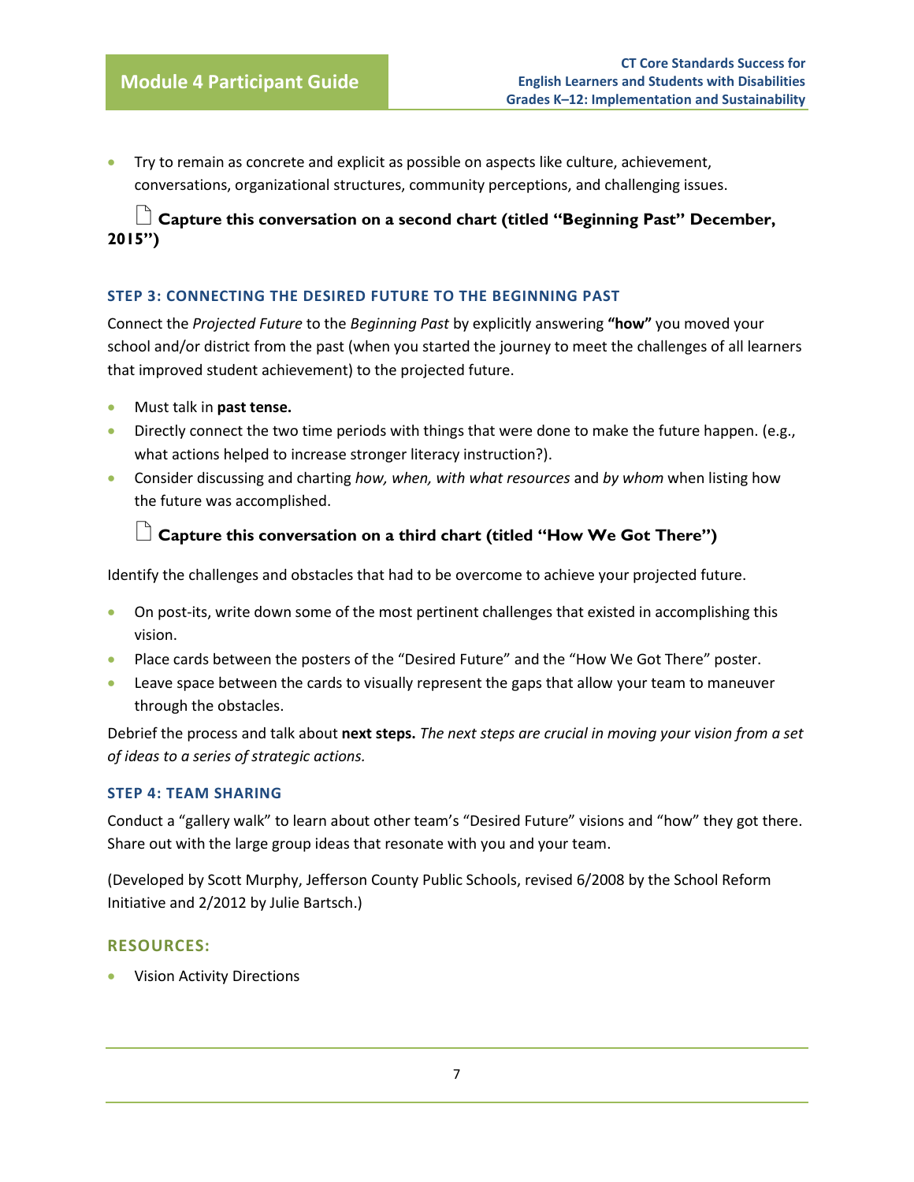- Try to remain as concrete and explicit as possible on aspects like culture, achievement, conversations, organizational structures, community perceptions, and challenging issues.

**Capture this conversation on a second chart (titled "Beginning Past" December, 2015")**

### STEP 3: CONNECTING THE DESIRED FUTURE TO THE BEGINNING PAST

Connect the *Projected Future* to the *Beginning Past* by explicitly answering **"how"** you moved your school and/or district from the past (when you started the journey to meet the challenges of all learners that improved student achievement) to the projected future.

- Must talk in **past tense.**
- Directly connect the two time periods with things that were done to make the future happen. (e.g., what actions helped to increase stronger literacy instruction?).
- Consider discussing and charting *how, when, with what resources* and *by whom* when listing how the future was accomplished.

**Capture this conversation on a third chart (titled "How We Got There")**

Identify the challenges and obstacles that had to be overcome to achieve your projected future.

- On post-its, write down some of the most pertinent challenges that existed in accomplishing this vision.
- Place cards between the posters of the "Desired Future" and the "How We Got There" poster.
- Leave space between the cards to visually represent the gaps that allow your team to maneuver through the obstacles.

Debrief the process and talk about **next steps.** *The next steps are crucial in moving your vision from a set of ideas to a series of strategic actions.*

### STEP 4: TEAM SHARING

Conduct a "gallery walk" to learn about other team's "Desired Future" visions and "how" they got there. Share out with the large group ideas that resonate with you and your team.

(Developed by Scott Murphy, Jefferson County Public Schools, revised 6/2008 by the School Reform Initiative and 2/2012 by Julie Bartsch.)

## RESOURCES:

- Vision Activity Directions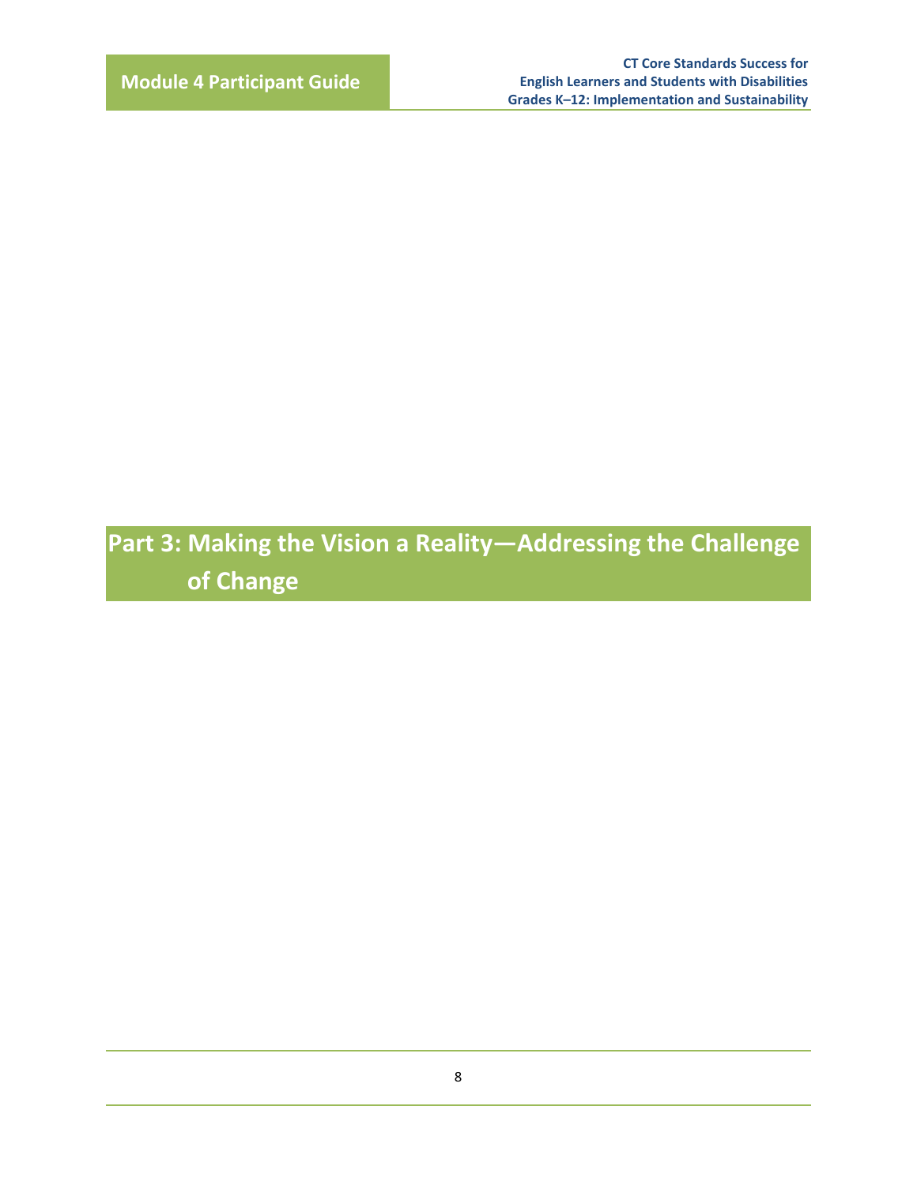# Part 3: Making the Vision a Reality—Addressing the Challenge of Change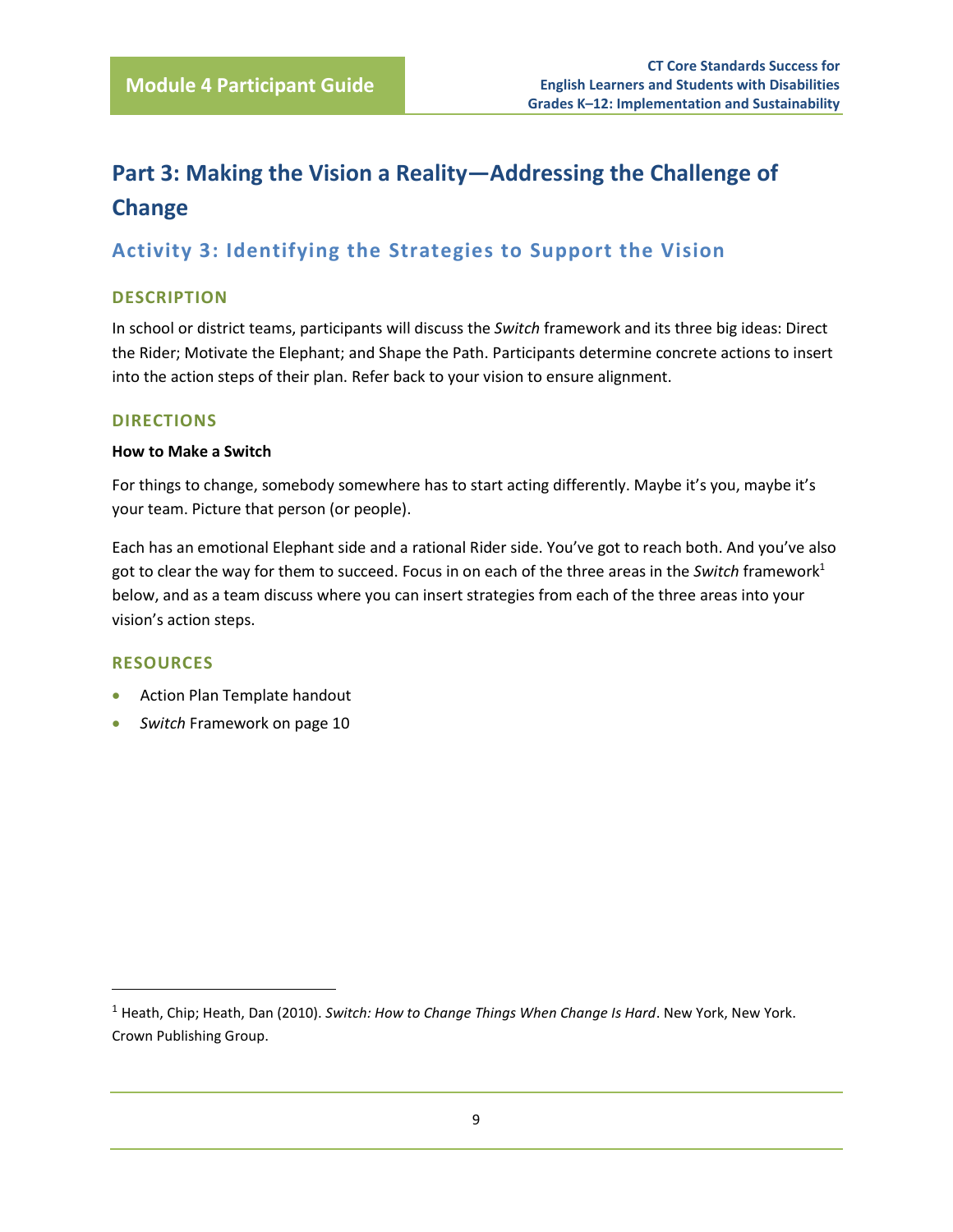# Part 3: Making the Vision a Reality—Addressing the Challenge of Change

## Activity 3: Identifying the Strategies to Support the Vision

### DESCRIPTION

In school or district teams, participants will discuss the *Switch* framework and its three big ideas: Direct the Rider; Motivate the Elephant; and Shape the Path. Participants determine concrete actions to insert into the action steps of their plan. Refer back to your vision to ensure alignment.

### DIRECTIONS

**How to Make a Switch**

For things to change, somebody somewhere has to start acting differently. Maybe it's you, maybe it's your team. Picture that person (or people).

Each has an emotional Elephant side and a rational Rider side. You've got to reach both. And you've also got to clear the way for them to succeed. Focus in on each of the three areas in the *Switch* framework[1] below, and as a team discuss where you can insert strategies from each of the three areas into your vision's action steps.

### RESOURCES

- Action Plan Template handout
- *Switch* Framework on page 10

---

[1] Heath, Chip; Heath, Dan (2010). *Switch: How to Change Things When Change Is Hard*. New York, New York. Crown Publishing Group.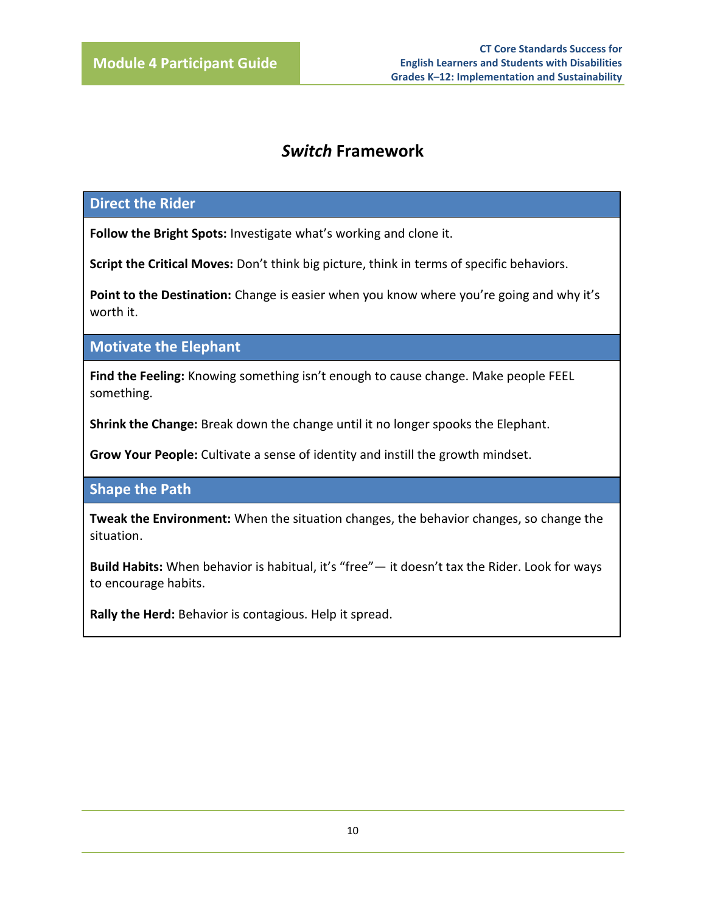# *Switch* Framework

## Direct the Rider

**Follow the Bright Spots:** Investigate what's working and clone it.

**Script the Critical Moves:** Don't think big picture, think in terms of specific behaviors.

**Point to the Destination:** Change is easier when you know where you're going and why it's worth it.

## Motivate the Elephant

**Find the Feeling:** Knowing something isn't enough to cause change. Make people FEEL something.

**Shrink the Change:** Break down the change until it no longer spooks the Elephant.

**Grow Your People:** Cultivate a sense of identity and instill the growth mindset.

## Shape the Path

**Tweak the Environment:** When the situation changes, the behavior changes, so change the situation.

**Build Habits:** When behavior is habitual, it's "free"— it doesn't tax the Rider. Look for ways to encourage habits.

**Rally the Herd:** Behavior is contagious. Help it spread.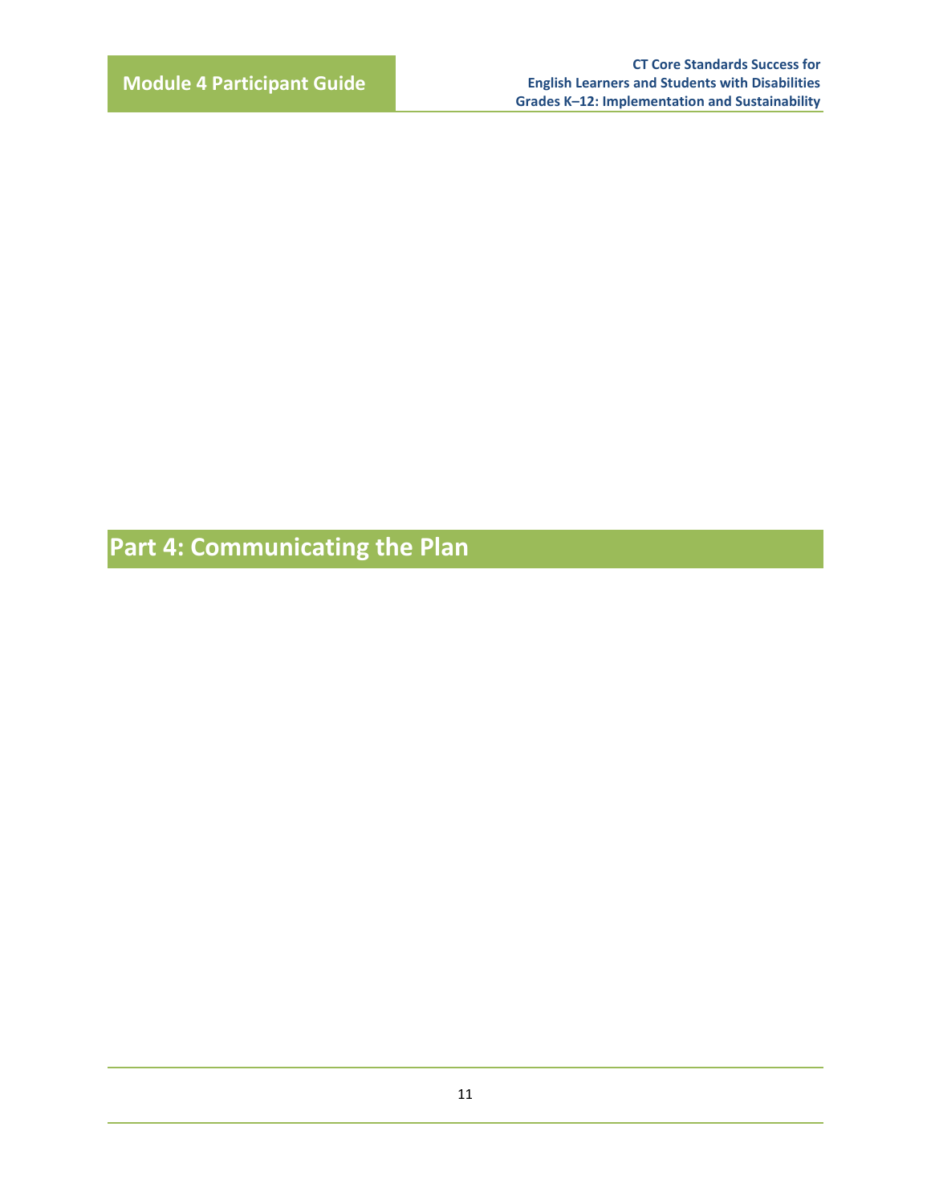# Part 4: Communicating the Plan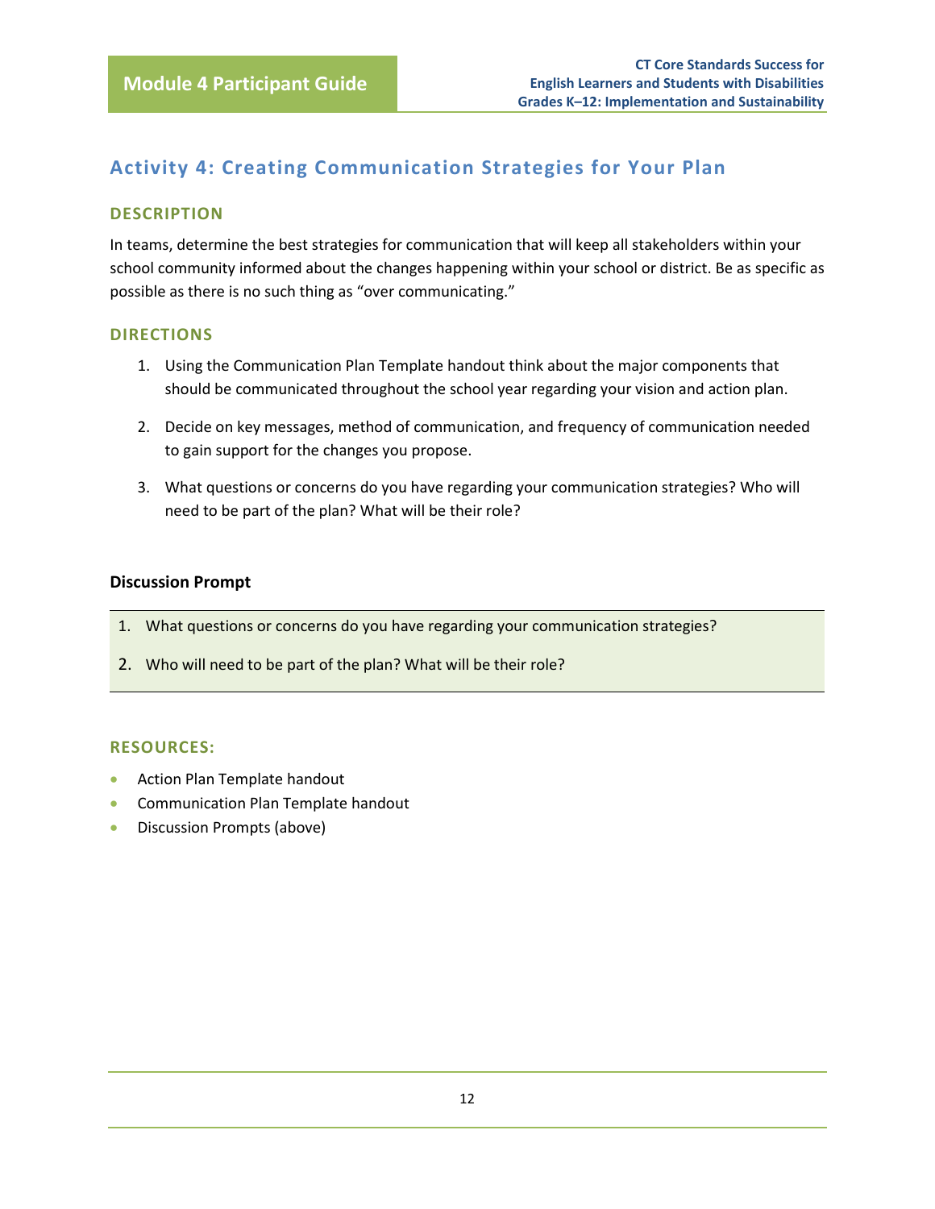## Activity 4: Creating Communication Strategies for Your Plan

### DESCRIPTION

In teams, determine the best strategies for communication that will keep all stakeholders within your school community informed about the changes happening within your school or district. Be as specific as possible as there is no such thing as "over communicating."

### DIRECTIONS

1. Using the Communication Plan Template handout think about the major components that should be communicated throughout the school year regarding your vision and action plan.
2. Decide on key messages, method of communication, and frequency of communication needed to gain support for the changes you propose.
3. What questions or concerns do you have regarding your communication strategies? Who will need to be part of the plan? What will be their role?

**Discussion Prompt**

1. What questions or concerns do you have regarding your communication strategies?
2. Who will need to be part of the plan? What will be their role?

### RESOURCES:

- Action Plan Template handout
- Communication Plan Template handout
- Discussion Prompts (above)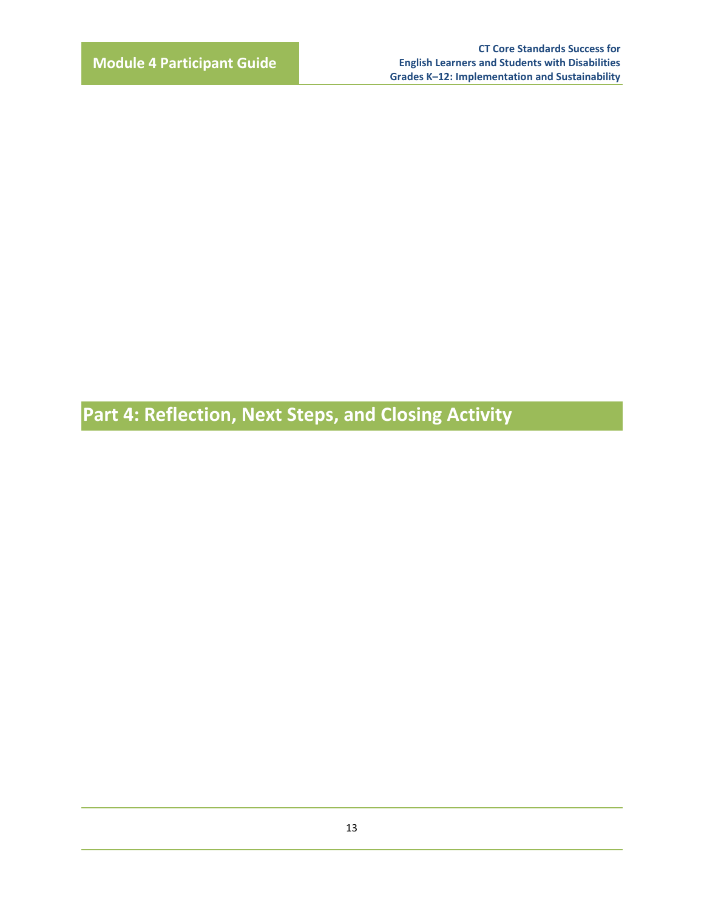# Part 4: Reflection, Next Steps, and Closing Activity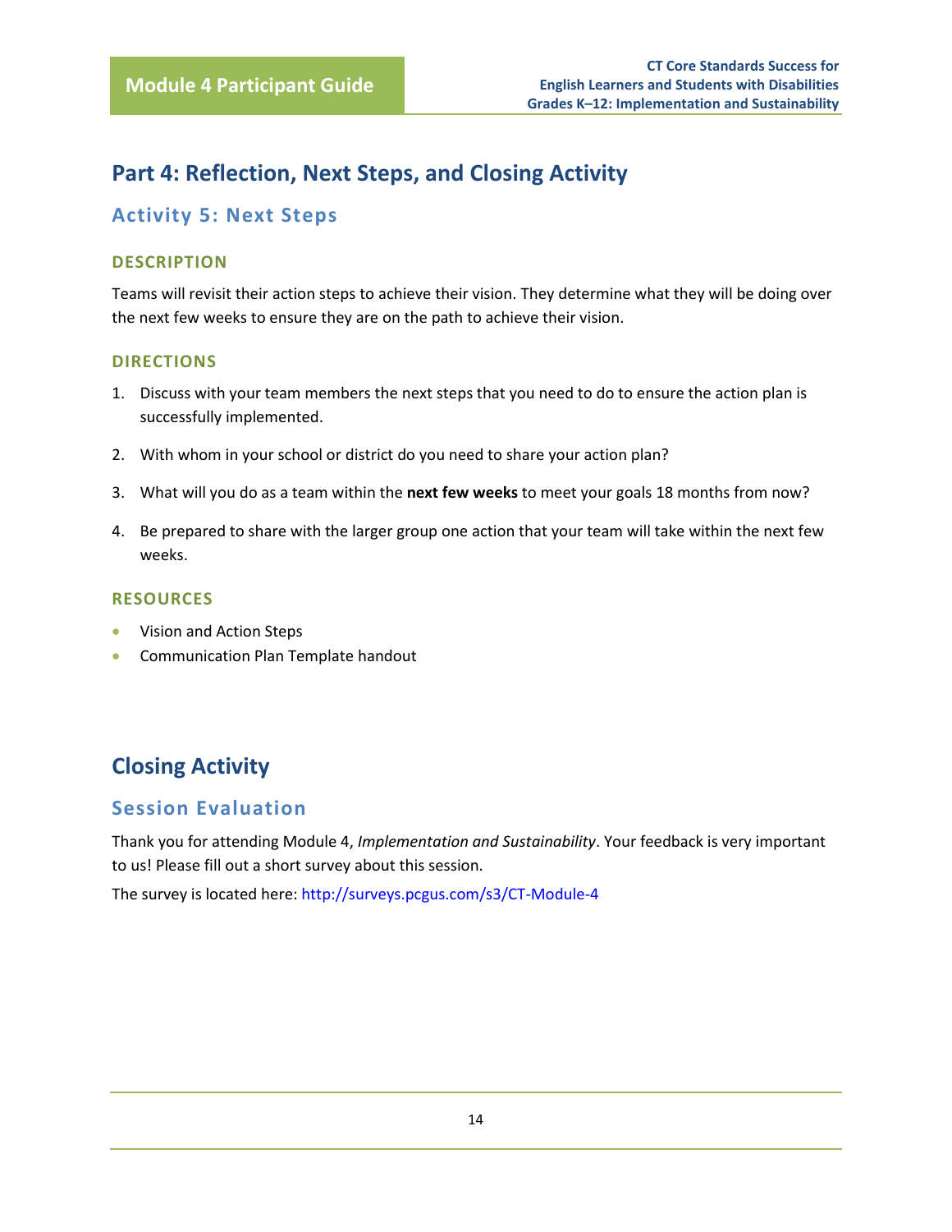# Part 4: Reflection, Next Steps, and Closing Activity

## Activity 5: Next Steps

### DESCRIPTION

Teams will revisit their action steps to achieve their vision. They determine what they will be doing over the next few weeks to ensure they are on the path to achieve their vision.

### DIRECTIONS

1. Discuss with your team members the next steps that you need to do to ensure the action plan is successfully implemented.
2. With whom in your school or district do you need to share your action plan?
3. What will you do as a team within the **next few weeks** to meet your goals 18 months from now?
4. Be prepared to share with the larger group one action that your team will take within the next few weeks.

### RESOURCES

- Vision and Action Steps
- Communication Plan Template handout

# Closing Activity

## Session Evaluation

Thank you for attending Module 4, *Implementation and Sustainability*. Your feedback is very important to us! Please fill out a short survey about this session.

The survey is located here: http://surveys.pcgus.com/s3/CT-Module-4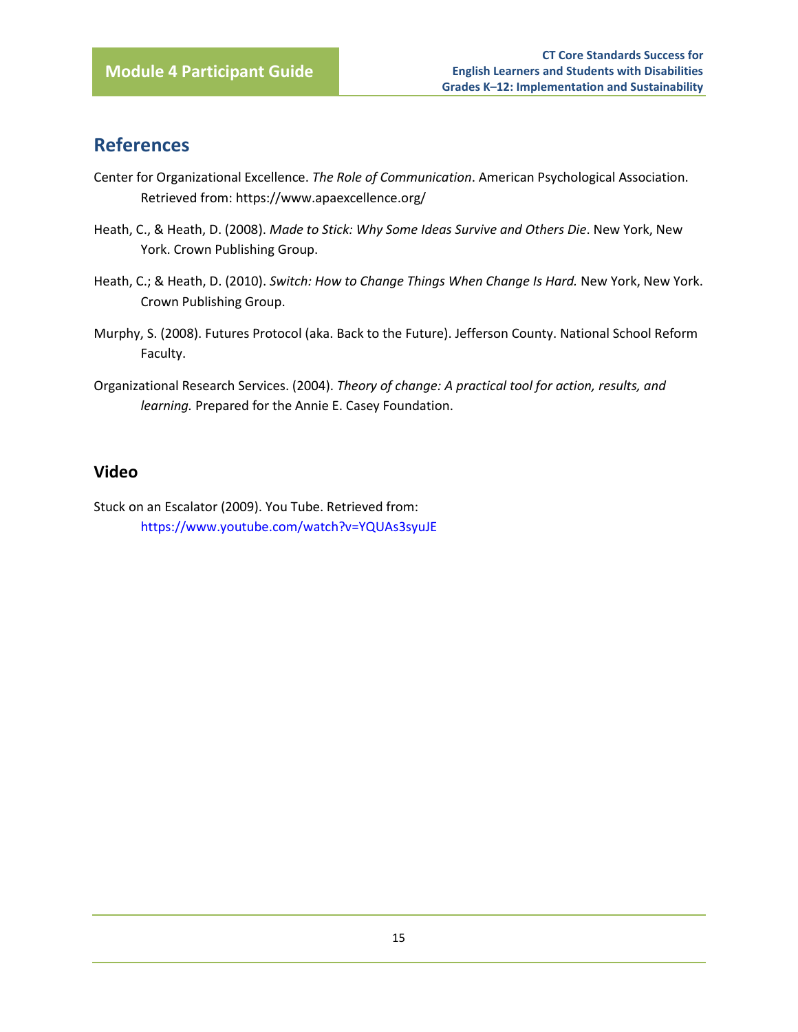## References

Center for Organizational Excellence. *The Role of Communication*. American Psychological Association. Retrieved from: https://www.apaexcellence.org/

Heath, C., & Heath, D. (2008). *Made to Stick: Why Some Ideas Survive and Others Die*. New York, New York. Crown Publishing Group.

Heath, C.; & Heath, D. (2010). *Switch: How to Change Things When Change Is Hard.* New York, New York. Crown Publishing Group.

Murphy, S. (2008). Futures Protocol (aka. Back to the Future). Jefferson County. National School Reform Faculty.

Organizational Research Services. (2004). *Theory of change: A practical tool for action, results, and learning.* Prepared for the Annie E. Casey Foundation.

### Video

Stuck on an Escalator (2009). You Tube. Retrieved from: https://www.youtube.com/watch?v=YQUAs3syuJE